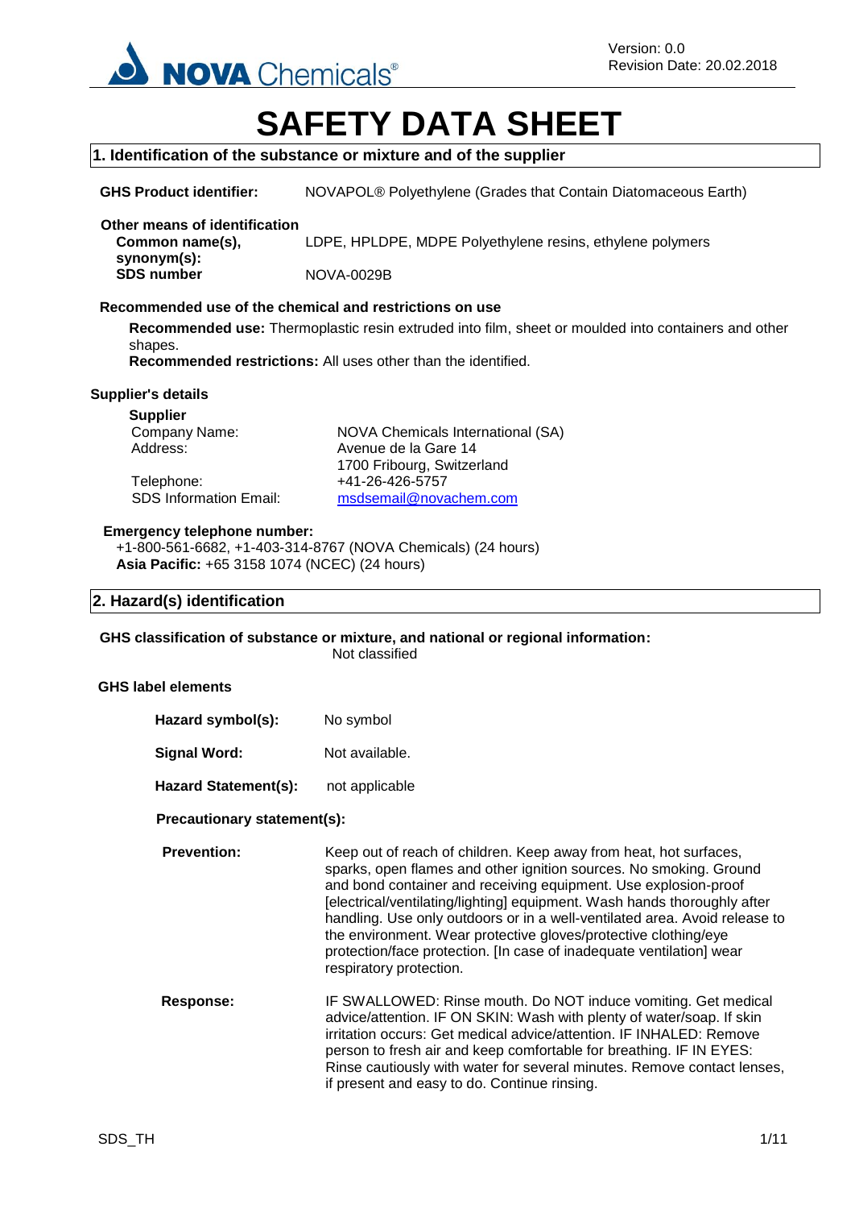Version: 0.0
Revision Date: 20.02.2018

# SAFETY DATA SHEET

## 1. Identification of the substance or mixture and of the supplier

**GHS Product identifier:** NOVAPOL® Polyethylene (Grades that Contain Diatomaceous Earth)

**Other means of identification**

**Common name(s), synonym(s):** LDPE, HPLDPE, MDPE Polyethylene resins, ethylene polymers

**SDS number** NOVA-0029B

**Recommended use of the chemical and restrictions on use**

**Recommended use:** Thermoplastic resin extruded into film, sheet or moulded into containers and other shapes.
**Recommended restrictions:** All uses other than the identified.

**Supplier's details**

**Supplier**

| | |
|---|---|
| Company Name: | NOVA Chemicals International (SA) |
| Address: | Avenue de la Gare 14<br>1700 Fribourg, Switzerland |
| Telephone: | +41-26-426-5757 |
| SDS Information Email: | msdsemail@novachem.com |

**Emergency telephone number:**
+1-800-561-6682, +1-403-314-8767 (NOVA Chemicals) (24 hours)
**Asia Pacific:** +65 3158 1074 (NCEC) (24 hours)

## 2. Hazard(s) identification

**GHS classification of substance or mixture, and national or regional information:**
Not classified

**GHS label elements**

**Hazard symbol(s):** No symbol

**Signal Word:** Not available.

**Hazard Statement(s):** not applicable

**Precautionary statement(s):**

**Prevention:** Keep out of reach of children. Keep away from heat, hot surfaces, sparks, open flames and other ignition sources. No smoking. Ground and bond container and receiving equipment. Use explosion-proof [electrical/ventilating/lighting] equipment. Wash hands thoroughly after handling. Use only outdoors or in a well-ventilated area. Avoid release to the environment. Wear protective gloves/protective clothing/eye protection/face protection. [In case of inadequate ventilation] wear respiratory protection.

**Response:** IF SWALLOWED: Rinse mouth. Do NOT induce vomiting. Get medical advice/attention. IF ON SKIN: Wash with plenty of water/soap. If skin irritation occurs: Get medical advice/attention. IF INHALED: Remove person to fresh air and keep comfortable for breathing. IF IN EYES: Rinse cautiously with water for several minutes. Remove contact lenses, if present and easy to do. Continue rinsing.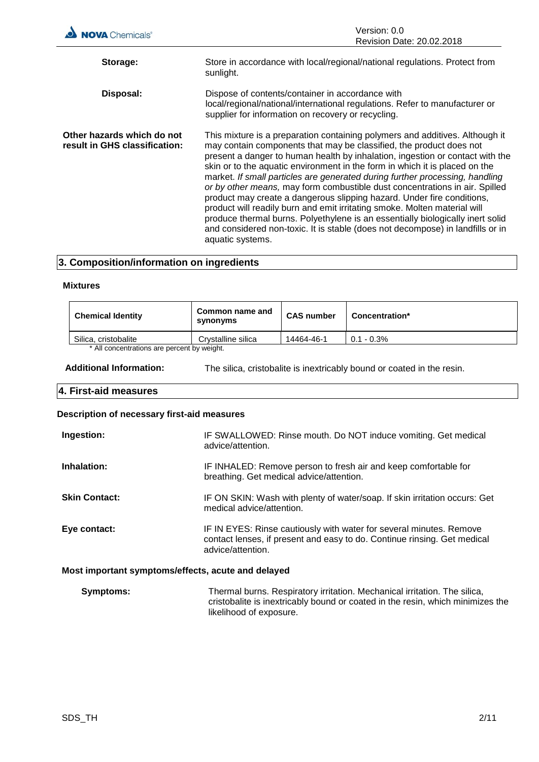**Storage:** Store in accordance with local/regional/national regulations. Protect from sunlight.

**Disposal:** Dispose of contents/container in accordance with local/regional/national/international regulations. Refer to manufacturer or supplier for information on recovery or recycling.

**Other hazards which do not result in GHS classification:** This mixture is a preparation containing polymers and additives. Although it may contain components that may be classified, the product does not present a danger to human health by inhalation, ingestion or contact with the skin or to the aquatic environment in the form in which it is placed on the market. *If small particles are generated during further processing, handling or by other means,* may form combustible dust concentrations in air. Spilled product may create a dangerous slipping hazard. Under fire conditions, product will readily burn and emit irritating smoke. Molten material will produce thermal burns. Polyethylene is an essentially biologically inert solid and considered non-toxic. It is stable (does not decompose) in landfills or in aquatic systems.

## 3. Composition/information on ingredients

**Mixtures**

| Chemical Identity | Common name and synonyms | CAS number | Concentration* |
| --- | --- | --- | --- |
| Silica, cristobalite | Crystalline silica | 14464-46-1 | 0.1 - 0.3% |

\* All concentrations are percent by weight.

**Additional Information:** The silica, cristobalite is inextricably bound or coated in the resin.

## 4. First-aid measures

**Description of necessary first-aid measures**

**Ingestion:** IF SWALLOWED: Rinse mouth. Do NOT induce vomiting. Get medical advice/attention.

**Inhalation:** IF INHALED: Remove person to fresh air and keep comfortable for breathing. Get medical advice/attention.

**Skin Contact:** IF ON SKIN: Wash with plenty of water/soap. If skin irritation occurs: Get medical advice/attention.

**Eye contact:** IF IN EYES: Rinse cautiously with water for several minutes. Remove contact lenses, if present and easy to do. Continue rinsing. Get medical advice/attention.

**Most important symptoms/effects, acute and delayed**

**Symptoms:** Thermal burns. Respiratory irritation. Mechanical irritation. The silica, cristobalite is inextricably bound or coated in the resin, which minimizes the likelihood of exposure.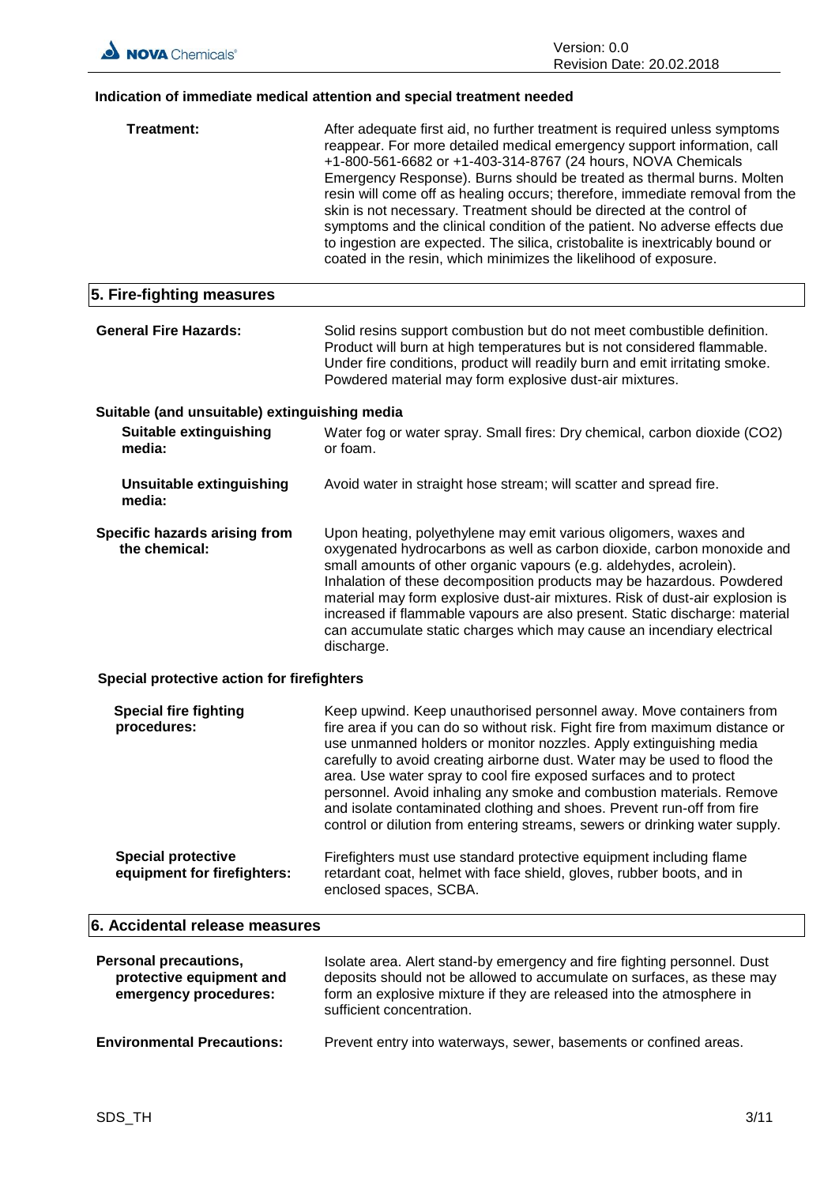### Indication of immediate medical attention and special treatment needed

**Treatment:** After adequate first aid, no further treatment is required unless symptoms reappear. For more detailed medical emergency support information, call +1-800-561-6682 or +1-403-314-8767 (24 hours, NOVA Chemicals Emergency Response). Burns should be treated as thermal burns. Molten resin will come off as healing occurs; therefore, immediate removal from the skin is not necessary. Treatment should be directed at the control of symptoms and the clinical condition of the patient. No adverse effects due to ingestion are expected. The silica, cristobalite is inextricably bound or coated in the resin, which minimizes the likelihood of exposure.

## 5. Fire-fighting measures

**General Fire Hazards:** Solid resins support combustion but do not meet combustible definition. Product will burn at high temperatures but is not considered flammable. Under fire conditions, product will readily burn and emit irritating smoke. Powdered material may form explosive dust-air mixtures.

### Suitable (and unsuitable) extinguishing media

**Suitable extinguishing media:** Water fog or water spray. Small fires: Dry chemical, carbon dioxide ($CO_2$) or foam.

**Unsuitable extinguishing media:** Avoid water in straight hose stream; will scatter and spread fire.

**Specific hazards arising from the chemical:** Upon heating, polyethylene may emit various oligomers, waxes and oxygenated hydrocarbons as well as carbon dioxide, carbon monoxide and small amounts of other organic vapours (e.g. aldehydes, acrolein). Inhalation of these decomposition products may be hazardous. Powdered material may form explosive dust-air mixtures. Risk of dust-air explosion is increased if flammable vapours are also present. Static discharge: material can accumulate static charges which may cause an incendiary electrical discharge.

### Special protective action for firefighters

**Special fire fighting procedures:** Keep upwind. Keep unauthorised personnel away. Move containers from fire area if you can do so without risk. Fight fire from maximum distance or use unmanned holders or monitor nozzles. Apply extinguishing media carefully to avoid creating airborne dust. Water may be used to flood the area. Use water spray to cool fire exposed surfaces and to protect personnel. Avoid inhaling any smoke and combustion materials. Remove and isolate contaminated clothing and shoes. Prevent run-off from fire control or dilution from entering streams, sewers or drinking water supply.

**Special protective equipment for firefighters:** Firefighters must use standard protective equipment including flame retardant coat, helmet with face shield, gloves, rubber boots, and in enclosed spaces, SCBA.

## 6. Accidental release measures

**Personal precautions, protective equipment and emergency procedures:** Isolate area. Alert stand-by emergency and fire fighting personnel. Dust deposits should not be allowed to accumulate on surfaces, as these may form an explosive mixture if they are released into the atmosphere in sufficient concentration.

**Environmental Precautions:** Prevent entry into waterways, sewer, basements or confined areas.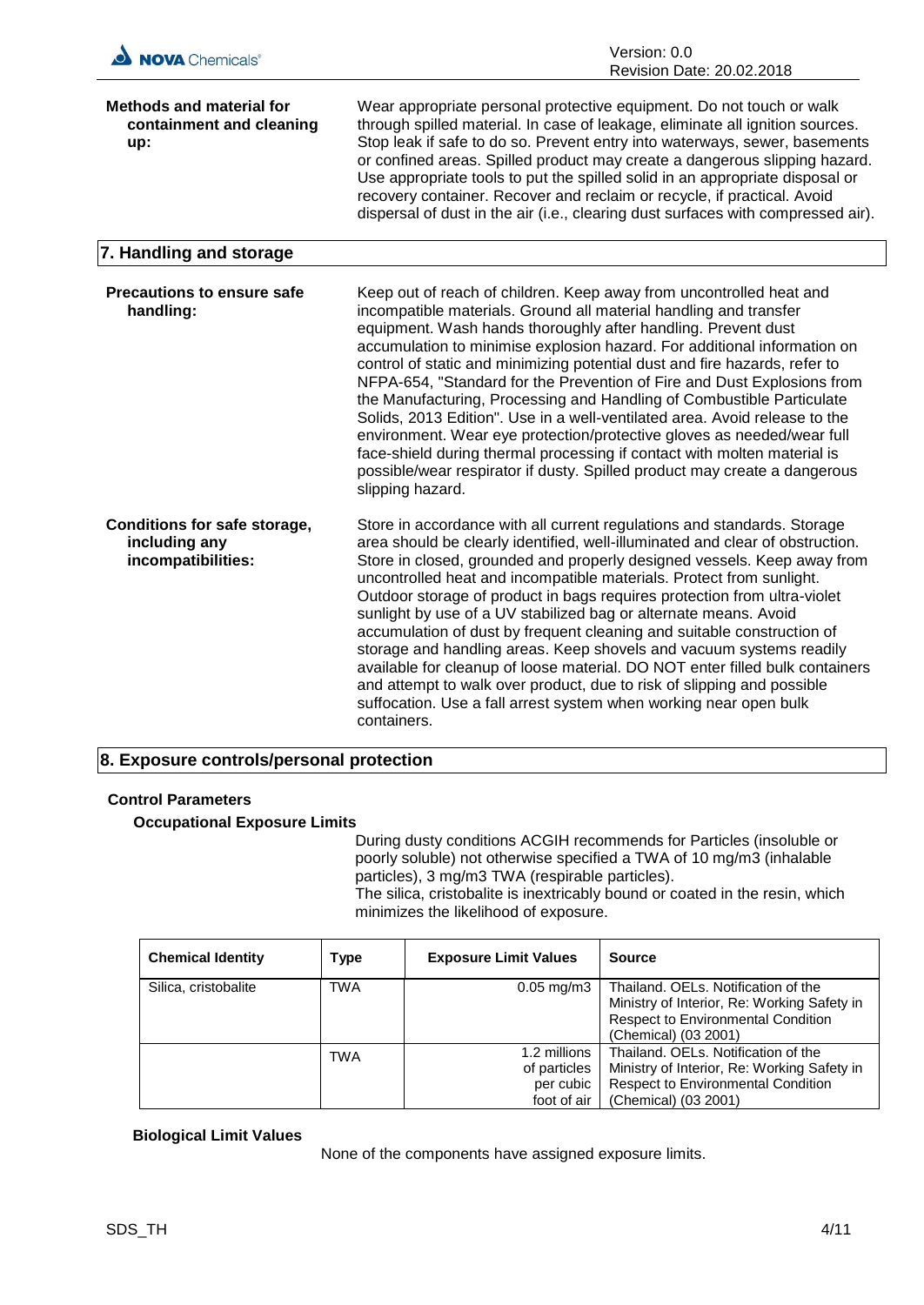**Methods and material for containment and cleaning up:**

Wear appropriate personal protective equipment. Do not touch or walk through spilled material. In case of leakage, eliminate all ignition sources. Stop leak if safe to do so. Prevent entry into waterways, sewer, basements or confined areas. Spilled product may create a dangerous slipping hazard. Use appropriate tools to put the spilled solid in an appropriate disposal or recovery container. Recover and reclaim or recycle, if practical. Avoid dispersal of dust in the air (i.e., clearing dust surfaces with compressed air).

## 7. Handling and storage

**Precautions to ensure safe handling:**

Keep out of reach of children. Keep away from uncontrolled heat and incompatible materials. Ground all material handling and transfer equipment. Wash hands thoroughly after handling. Prevent dust accumulation to minimise explosion hazard. For additional information on control of static and minimizing potential dust and fire hazards, refer to NFPA-654, "Standard for the Prevention of Fire and Dust Explosions from the Manufacturing, Processing and Handling of Combustible Particulate Solids, 2013 Edition". Use in a well-ventilated area. Avoid release to the environment. Wear eye protection/protective gloves as needed/wear full face-shield during thermal processing if contact with molten material is possible/wear respirator if dusty. Spilled product may create a dangerous slipping hazard.

**Conditions for safe storage, including any incompatibilities:**

Store in accordance with all current regulations and standards. Storage area should be clearly identified, well-illuminated and clear of obstruction. Store in closed, grounded and properly designed vessels. Keep away from uncontrolled heat and incompatible materials. Protect from sunlight. Outdoor storage of product in bags requires protection from ultra-violet sunlight by use of a UV stabilized bag or alternate means. Avoid accumulation of dust by frequent cleaning and suitable construction of storage and handling areas. Keep shovels and vacuum systems readily available for cleanup of loose material. DO NOT enter filled bulk containers and attempt to walk over product, due to risk of slipping and possible suffocation. Use a fall arrest system when working near open bulk containers.

## 8. Exposure controls/personal protection

**Control Parameters**

**Occupational Exposure Limits**

During dusty conditions ACGIH recommends for Particles (insoluble or poorly soluble) not otherwise specified a TWA of 10 mg/m3 (inhalable particles), 3 mg/m3 TWA (respirable particles).
The silica, cristobalite is inextricably bound or coated in the resin, which minimizes the likelihood of exposure.

| Chemical Identity | Type | Exposure Limit Values | Source |
|---|---|---|---|
| Silica, cristobalite | TWA | 0.05 mg/m3 | Thailand. OELs. Notification of the Ministry of Interior, Re: Working Safety in Respect to Environmental Condition (Chemical) (03 2001) |
| | TWA | 1.2 millions of particles per cubic foot of air | Thailand. OELs. Notification of the Ministry of Interior, Re: Working Safety in Respect to Environmental Condition (Chemical) (03 2001) |

**Biological Limit Values**

None of the components have assigned exposure limits.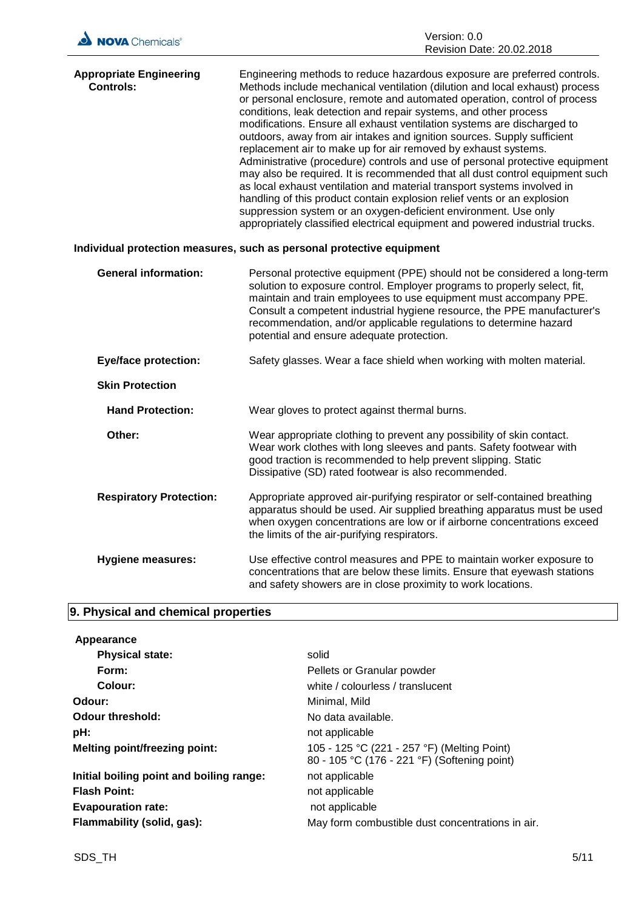**Appropriate Engineering Controls:** Engineering methods to reduce hazardous exposure are preferred controls. Methods include mechanical ventilation (dilution and local exhaust) process or personal enclosure, remote and automated operation, control of process conditions, leak detection and repair systems, and other process modifications. Ensure all exhaust ventilation systems are discharged to outdoors, away from air intakes and ignition sources. Supply sufficient replacement air to make up for air removed by exhaust systems. Administrative (procedure) controls and use of personal protective equipment may also be required. It is recommended that all dust control equipment such as local exhaust ventilation and material transport systems involved in handling of this product contain explosion relief vents or an explosion suppression system or an oxygen-deficient environment. Use only appropriately classified electrical equipment and powered industrial trucks.

**Individual protection measures, such as personal protective equipment**

**General information:** Personal protective equipment (PPE) should not be considered a long-term solution to exposure control. Employer programs to properly select, fit, maintain and train employees to use equipment must accompany PPE. Consult a competent industrial hygiene resource, the PPE manufacturer's recommendation, and/or applicable regulations to determine hazard potential and ensure adequate protection.

**Eye/face protection:** Safety glasses. Wear a face shield when working with molten material.

**Skin Protection**

**Hand Protection:** Wear gloves to protect against thermal burns.

**Other:** Wear appropriate clothing to prevent any possibility of skin contact. Wear work clothes with long sleeves and pants. Safety footwear with good traction is recommended to help prevent slipping. Static Dissipative (SD) rated footwear is also recommended.

**Respiratory Protection:** Appropriate approved air-purifying respirator or self-contained breathing apparatus should be used. Air supplied breathing apparatus must be used when oxygen concentrations are low or if airborne concentrations exceed the limits of the air-purifying respirators.

**Hygiene measures:** Use effective control measures and PPE to maintain worker exposure to concentrations that are below these limits. Ensure that eyewash stations and safety showers are in close proximity to work locations.

## 9. Physical and chemical properties

**Appearance**

| | |
|---|---|
| **Physical state:** | solid |
| **Form:** | Pellets or Granular powder |
| **Colour:** | white / colourless / translucent |
| **Odour:** | Minimal, Mild |
| **Odour threshold:** | No data available. |
| **pH:** | not applicable |
| **Melting point/freezing point:** | 105 - 125 °C (221 - 257 °F) (Melting Point)<br>80 - 105 °C (176 - 221 °F) (Softening point) |
| **Initial boiling point and boiling range:** | not applicable |
| **Flash Point:** | not applicable |
| **Evapouration rate:** | not applicable |
| **Flammability (solid, gas):** | May form combustible dust concentrations in air. |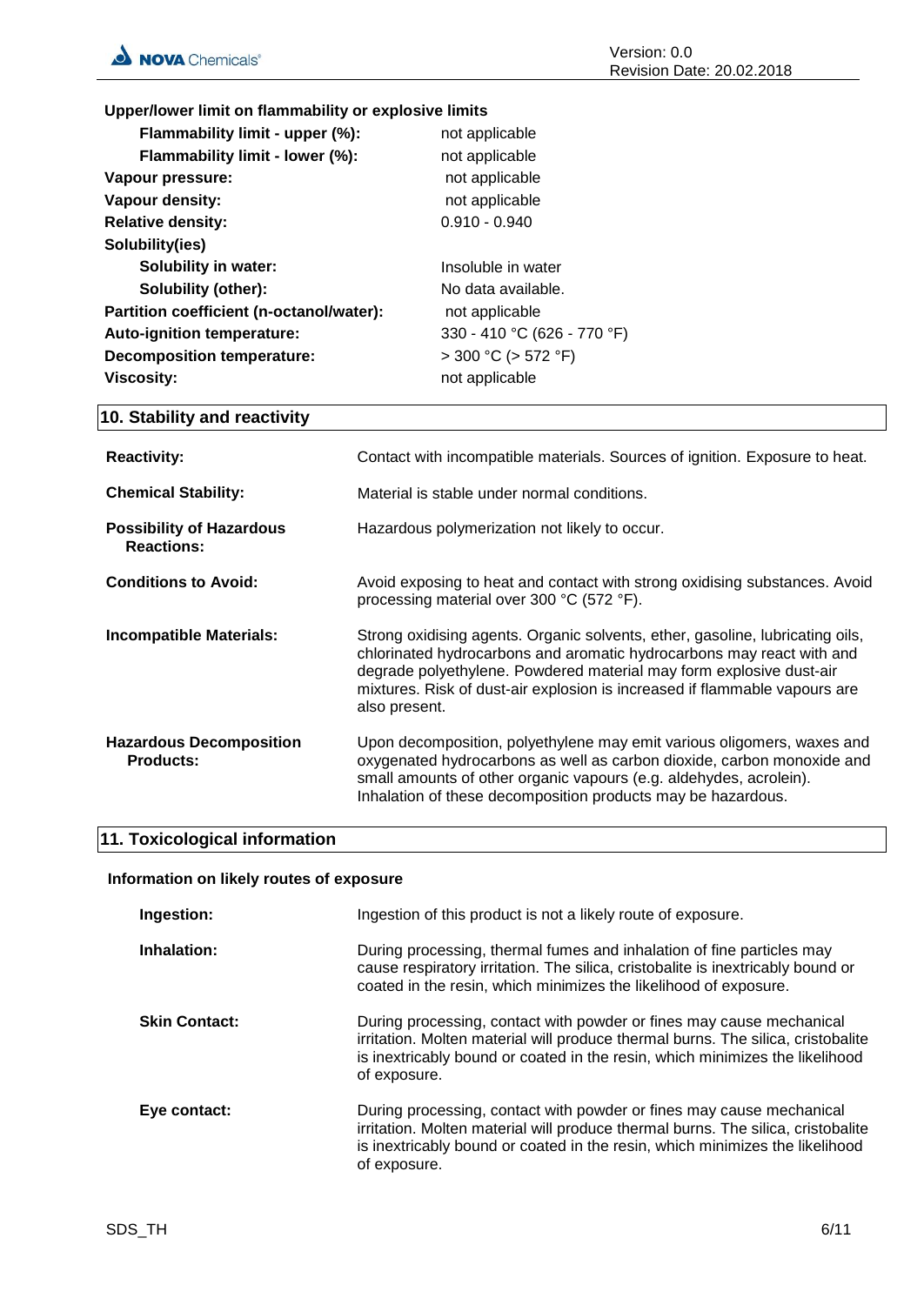**Upper/lower limit on flammability or explosive limits**

| | |
|---|---|
| **Flammability limit - upper (%):** | not applicable |
| **Flammability limit - lower (%):** | not applicable |
| **Vapour pressure:** | not applicable |
| **Vapour density:** | not applicable |
| **Relative density:** | 0.910 - 0.940 |
| **Solubility(ies)** | |
| **Solubility in water:** | Insoluble in water |
| **Solubility (other):** | No data available. |
| **Partition coefficient (n-octanol/water):** | not applicable |
| **Auto-ignition temperature:** | 330 - 410 °C (626 - 770 °F) |
| **Decomposition temperature:** | > 300 °C (> 572 °F) |
| **Viscosity:** | not applicable |

## 10. Stability and reactivity

**Reactivity:** Contact with incompatible materials. Sources of ignition. Exposure to heat.

**Chemical Stability:** Material is stable under normal conditions.

**Possibility of Hazardous Reactions:** Hazardous polymerization not likely to occur.

**Conditions to Avoid:** Avoid exposing to heat and contact with strong oxidising substances. Avoid processing material over 300 °C (572 °F).

**Incompatible Materials:** Strong oxidising agents. Organic solvents, ether, gasoline, lubricating oils, chlorinated hydrocarbons and aromatic hydrocarbons may react with and degrade polyethylene. Powdered material may form explosive dust-air mixtures. Risk of dust-air explosion is increased if flammable vapours are also present.

**Hazardous Decomposition Products:** Upon decomposition, polyethylene may emit various oligomers, waxes and oxygenated hydrocarbons as well as carbon dioxide, carbon monoxide and small amounts of other organic vapours (e.g. aldehydes, acrolein). Inhalation of these decomposition products may be hazardous.

## 11. Toxicological information

**Information on likely routes of exposure**

**Ingestion:** Ingestion of this product is not a likely route of exposure.

**Inhalation:** During processing, thermal fumes and inhalation of fine particles may cause respiratory irritation. The silica, cristobalite is inextricably bound or coated in the resin, which minimizes the likelihood of exposure.

**Skin Contact:** During processing, contact with powder or fines may cause mechanical irritation. Molten material will produce thermal burns. The silica, cristobalite is inextricably bound or coated in the resin, which minimizes the likelihood of exposure.

**Eye contact:** During processing, contact with powder or fines may cause mechanical irritation. Molten material will produce thermal burns. The silica, cristobalite is inextricably bound or coated in the resin, which minimizes the likelihood of exposure.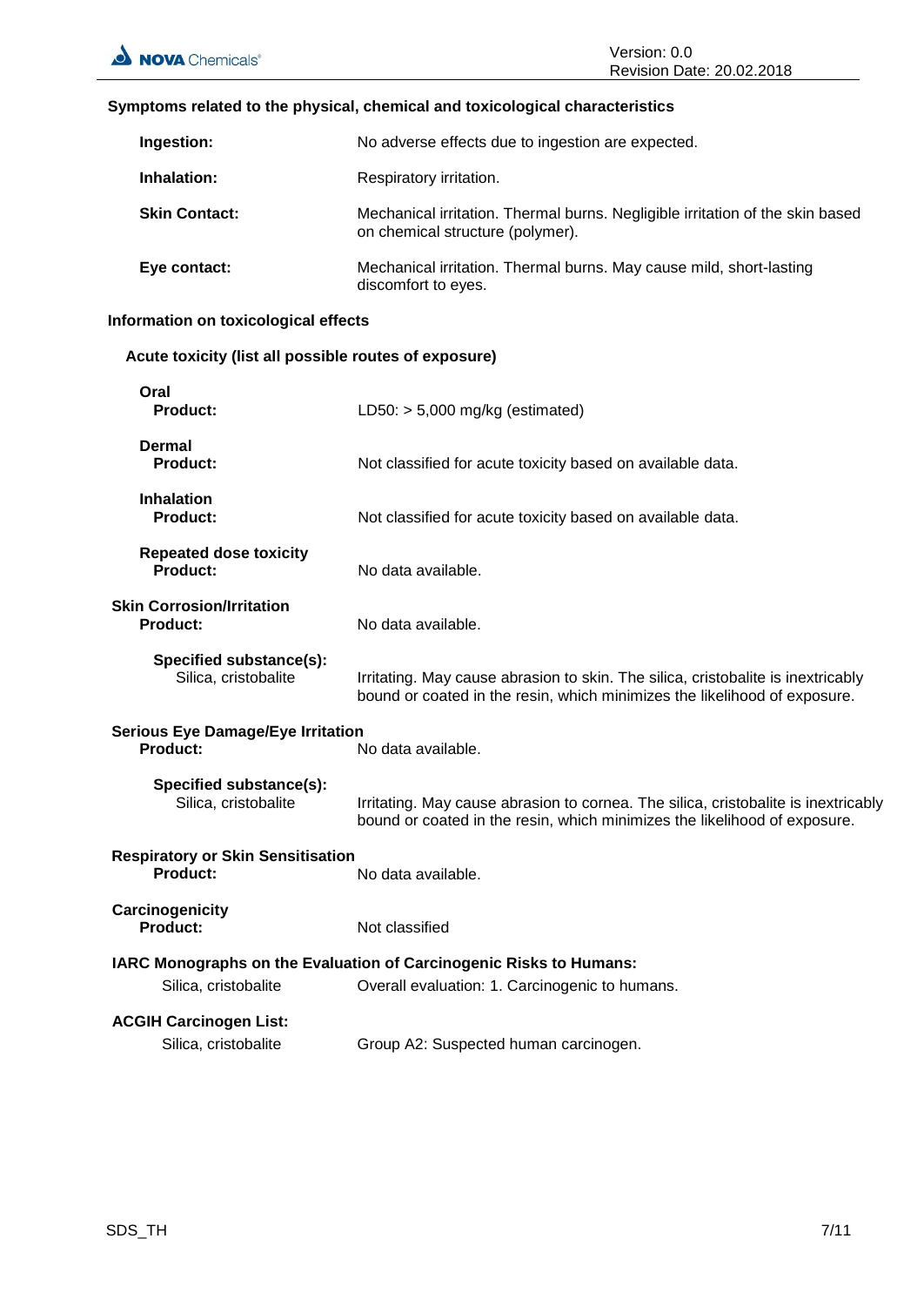### Symptoms related to the physical, chemical and toxicological characteristics

| | |
|---|---|
| **Ingestion:** | No adverse effects due to ingestion are expected. |
| **Inhalation:** | Respiratory irritation. |
| **Skin Contact:** | Mechanical irritation. Thermal burns. Negligible irritation of the skin based on chemical structure (polymer). |
| **Eye contact:** | Mechanical irritation. Thermal burns. May cause mild, short-lasting discomfort to eyes. |

### Information on toxicological effects

#### Acute toxicity (list all possible routes of exposure)

**Oral**

| | |
|---|---|
| **Product:** | LD50: > 5,000 mg/kg (estimated) |

**Dermal**

| | |
|---|---|
| **Product:** | Not classified for acute toxicity based on available data. |

**Inhalation**

| | |
|---|---|
| **Product:** | Not classified for acute toxicity based on available data. |

**Repeated dose toxicity**

| | |
|---|---|
| **Product:** | No data available. |

**Skin Corrosion/Irritation**

| | |
|---|---|
| **Product:** | No data available. |

**Specified substance(s):**

| | |
|---|---|
| Silica, cristobalite | Irritating. May cause abrasion to skin. The silica, cristobalite is inextricably bound or coated in the resin, which minimizes the likelihood of exposure. |

**Serious Eye Damage/Eye Irritation**

| | |
|---|---|
| **Product:** | No data available. |

**Specified substance(s):**

| | |
|---|---|
| Silica, cristobalite | Irritating. May cause abrasion to cornea. The silica, cristobalite is inextricably bound or coated in the resin, which minimizes the likelihood of exposure. |

**Respiratory or Skin Sensitisation**

| | |
|---|---|
| **Product:** | No data available. |

**Carcinogenicity**

| | |
|---|---|
| **Product:** | Not classified |

**IARC Monographs on the Evaluation of Carcinogenic Risks to Humans:**

| | |
|---|---|
| Silica, cristobalite | Overall evaluation: 1. Carcinogenic to humans. |

**ACGIH Carcinogen List:**

| | |
|---|---|
| Silica, cristobalite | Group A2: Suspected human carcinogen. |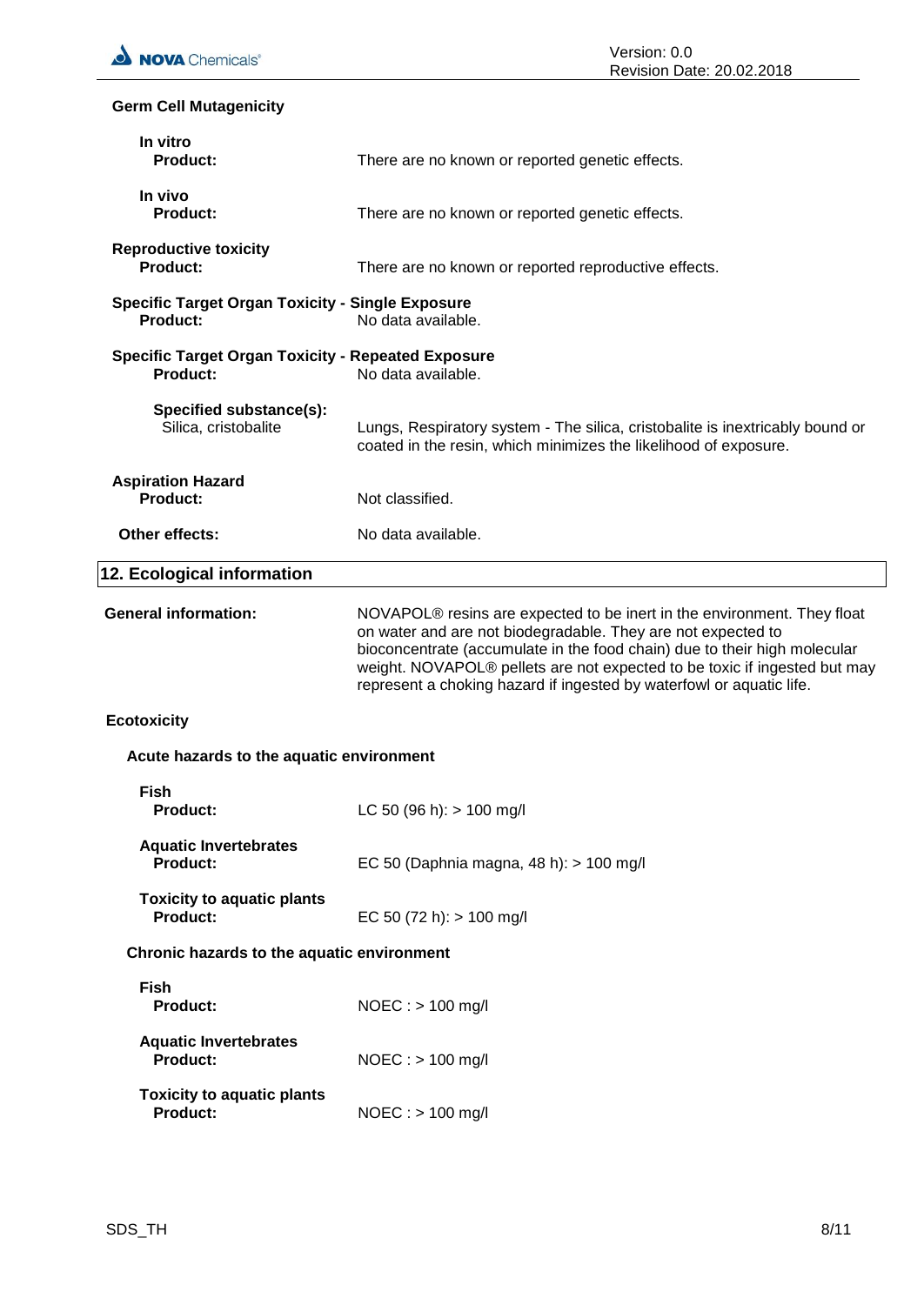**Germ Cell Mutagenicity**

**In vitro**
**Product:** There are no known or reported genetic effects.

**In vivo**
**Product:** There are no known or reported genetic effects.

**Reproductive toxicity**
**Product:** There are no known or reported reproductive effects.

**Specific Target Organ Toxicity - Single Exposure**
**Product:** No data available.

**Specific Target Organ Toxicity - Repeated Exposure**
**Product:** No data available.

**Specified substance(s):**
Silica, cristobalite: Lungs, Respiratory system - The silica, cristobalite is inextricably bound or coated in the resin, which minimizes the likelihood of exposure.

**Aspiration Hazard**
**Product:** Not classified.

**Other effects:** No data available.

## 12. Ecological information

**General information:** NOVAPOL® resins are expected to be inert in the environment. They float on water and are not biodegradable. They are not expected to bioconcentrate (accumulate in the food chain) due to their high molecular weight. NOVAPOL® pellets are not expected to be toxic if ingested but may represent a choking hazard if ingested by waterfowl or aquatic life.

**Ecotoxicity**

**Acute hazards to the aquatic environment**

**Fish**
**Product:** LC 50 (96 h): > 100 mg/l

**Aquatic Invertebrates**
**Product:** EC 50 (Daphnia magna, 48 h): > 100 mg/l

**Toxicity to aquatic plants**
**Product:** EC 50 (72 h): > 100 mg/l

**Chronic hazards to the aquatic environment**

**Fish**
**Product:** NOEC : > 100 mg/l

**Aquatic Invertebrates**
**Product:** NOEC : > 100 mg/l

**Toxicity to aquatic plants**
**Product:** NOEC : > 100 mg/l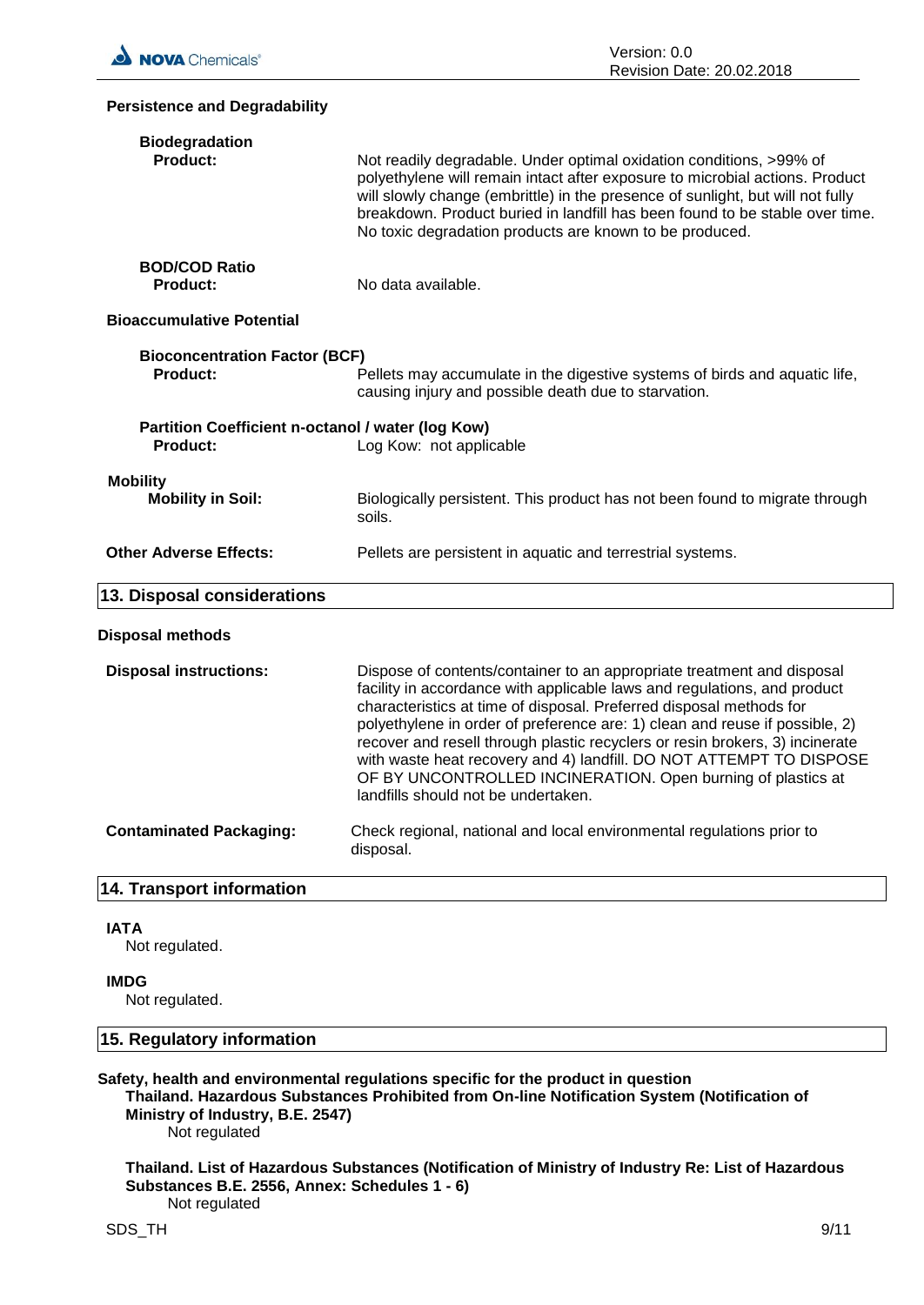**Persistence and Degradability**

**Biodegradation**

**Product:** Not readily degradable. Under optimal oxidation conditions, >99% of polyethylene will remain intact after exposure to microbial actions. Product will slowly change (embrittle) in the presence of sunlight, but will not fully breakdown. Product buried in landfill has been found to be stable over time. No toxic degradation products are known to be produced.

**BOD/COD Ratio**

**Product:** No data available.

**Bioaccumulative Potential**

**Bioconcentration Factor (BCF)**

**Product:** Pellets may accumulate in the digestive systems of birds and aquatic life, causing injury and possible death due to starvation.

**Partition Coefficient n-octanol / water (log Kow)**

**Product:** Log Kow: not applicable

**Mobility**

**Mobility in Soil:** Biologically persistent. This product has not been found to migrate through soils.

**Other Adverse Effects:** Pellets are persistent in aquatic and terrestrial systems.

## 13. Disposal considerations

**Disposal methods**

**Disposal instructions:** Dispose of contents/container to an appropriate treatment and disposal facility in accordance with applicable laws and regulations, and product characteristics at time of disposal. Preferred disposal methods for polyethylene in order of preference are: 1) clean and reuse if possible, 2) recover and resell through plastic recyclers or resin brokers, 3) incinerate with waste heat recovery and 4) landfill. DO NOT ATTEMPT TO DISPOSE OF BY UNCONTROLLED INCINERATION. Open burning of plastics at landfills should not be undertaken.

**Contaminated Packaging:** Check regional, national and local environmental regulations prior to disposal.

## 14. Transport information

**IATA**

Not regulated.

**IMDG**

Not regulated.

## 15. Regulatory information

**Safety, health and environmental regulations specific for the product in question**

**Thailand. Hazardous Substances Prohibited from On-line Notification System (Notification of Ministry of Industry, B.E. 2547)**

Not regulated

**Thailand. List of Hazardous Substances (Notification of Ministry of Industry Re: List of Hazardous Substances B.E. 2556, Annex: Schedules 1 - 6)**

Not regulated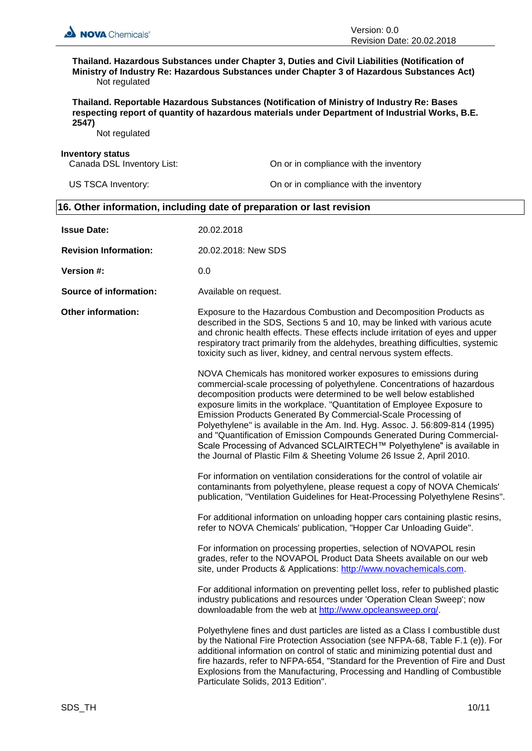**Thailand. Hazardous Substances under Chapter 3, Duties and Civil Liabilities (Notification of Ministry of Industry Re: Hazardous Substances under Chapter 3 of Hazardous Substances Act)**

Not regulated

**Thailand. Reportable Hazardous Substances (Notification of Ministry of Industry Re: Bases respecting report of quantity of hazardous materials under Department of Industrial Works, B.E. 2547)**

Not regulated

**Inventory status**

| | |
|---|---|
| Canada DSL Inventory List: | On or in compliance with the inventory |
| US TSCA Inventory: | On or in compliance with the inventory |

## 16. Other information, including date of preparation or last revision

**Issue Date:** 20.02.2018

**Revision Information:** 20.02.2018: New SDS

**Version #:** 0.0

**Source of information:** Available on request.

**Other information:**

Exposure to the Hazardous Combustion and Decomposition Products as described in the SDS, Sections 5 and 10, may be linked with various acute and chronic health effects. These effects include irritation of eyes and upper respiratory tract primarily from the aldehydes, breathing difficulties, systemic toxicity such as liver, kidney, and central nervous system effects.

NOVA Chemicals has monitored worker exposures to emissions during commercial-scale processing of polyethylene. Concentrations of hazardous decomposition products were determined to be well below established exposure limits in the workplace. "Quantitation of Employee Exposure to Emission Products Generated By Commercial-Scale Processing of Polyethylene" is available in the Am. Ind. Hyg. Assoc. J. 56:809-814 (1995) and "Quantification of Emission Compounds Generated During Commercial-Scale Processing of Advanced SCLAIRTECH™ Polyethylene" is available in the Journal of Plastic Film & Sheeting Volume 26 Issue 2, April 2010.

For information on ventilation considerations for the control of volatile air contaminants from polyethylene, please request a copy of NOVA Chemicals' publication, "Ventilation Guidelines for Heat-Processing Polyethylene Resins".

For additional information on unloading hopper cars containing plastic resins, refer to NOVA Chemicals' publication, "Hopper Car Unloading Guide".

For information on processing properties, selection of NOVAPOL resin grades, refer to the NOVAPOL Product Data Sheets available on our web site, under Products & Applications: http://www.novachemicals.com.

For additional information on preventing pellet loss, refer to published plastic industry publications and resources under 'Operation Clean Sweep'; now downloadable from the web at http://www.opcleansweep.org/.

Polyethylene fines and dust particles are listed as a Class I combustible dust by the National Fire Protection Association (see NFPA-68, Table F.1 (e)). For additional information on control of static and minimizing potential dust and fire hazards, refer to NFPA-654, "Standard for the Prevention of Fire and Dust Explosions from the Manufacturing, Processing and Handling of Combustible Particulate Solids, 2013 Edition".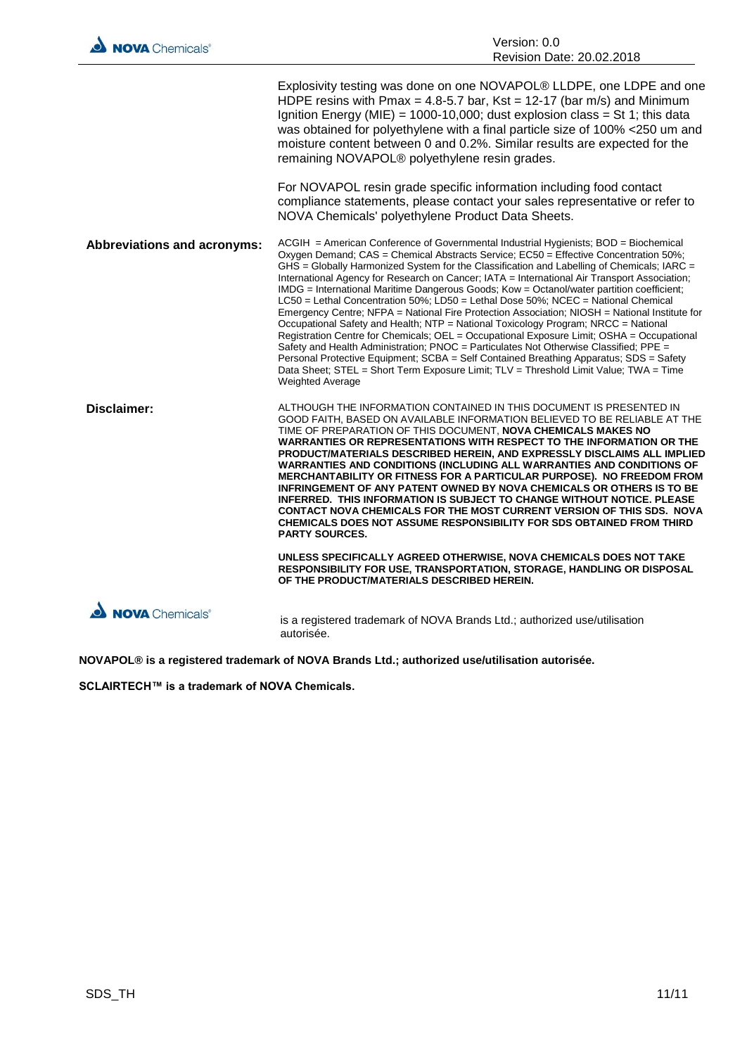Explosivity testing was done on one NOVAPOL® LLDPE, one LDPE and one HDPE resins with Pmax = 4.8-5.7 bar, Kst = 12-17 (bar m/s) and Minimum Ignition Energy (MIE) = 1000-10,000; dust explosion class = St 1; this data was obtained for polyethylene with a final particle size of 100% <250 um and moisture content between 0 and 0.2%. Similar results are expected for the remaining NOVAPOL® polyethylene resin grades.

For NOVAPOL resin grade specific information including food contact compliance statements, please contact your sales representative or refer to NOVA Chemicals' polyethylene Product Data Sheets.

**Abbreviations and acronyms:** ACGIH = American Conference of Governmental Industrial Hygienists; BOD = Biochemical Oxygen Demand; CAS = Chemical Abstracts Service; EC50 = Effective Concentration 50%; GHS = Globally Harmonized System for the Classification and Labelling of Chemicals; IARC = International Agency for Research on Cancer; IATA = International Air Transport Association; IMDG = International Maritime Dangerous Goods; Kow = Octanol/water partition coefficient; LC50 = Lethal Concentration 50%; LD50 = Lethal Dose 50%; NCEC = National Chemical Emergency Centre; NFPA = National Fire Protection Association; NIOSH = National Institute for Occupational Safety and Health; NTP = National Toxicology Program; NRCC = National Registration Centre for Chemicals; OEL = Occupational Exposure Limit; OSHA = Occupational Safety and Health Administration; PNOC = Particulates Not Otherwise Classified; PPE = Personal Protective Equipment; SCBA = Self Contained Breathing Apparatus; SDS = Safety Data Sheet; STEL = Short Term Exposure Limit; TLV = Threshold Limit Value; TWA = Time Weighted Average

**Disclaimer:** ALTHOUGH THE INFORMATION CONTAINED IN THIS DOCUMENT IS PRESENTED IN GOOD FAITH, BASED ON AVAILABLE INFORMATION BELIEVED TO BE RELIABLE AT THE TIME OF PREPARATION OF THIS DOCUMENT, **NOVA CHEMICALS MAKES NO WARRANTIES OR REPRESENTATIONS WITH RESPECT TO THE INFORMATION OR THE PRODUCT/MATERIALS DESCRIBED HEREIN, AND EXPRESSLY DISCLAIMS ALL IMPLIED WARRANTIES AND CONDITIONS (INCLUDING ALL WARRANTIES AND CONDITIONS OF MERCHANTABILITY OR FITNESS FOR A PARTICULAR PURPOSE). NO FREEDOM FROM INFRINGEMENT OF ANY PATENT OWNED BY NOVA CHEMICALS OR OTHERS IS TO BE INFERRED. THIS INFORMATION IS SUBJECT TO CHANGE WITHOUT NOTICE. PLEASE CONTACT NOVA CHEMICALS FOR THE MOST CURRENT VERSION OF THIS SDS. NOVA CHEMICALS DOES NOT ASSUME RESPONSIBILITY FOR SDS OBTAINED FROM THIRD PARTY SOURCES.**

**UNLESS SPECIFICALLY AGREED OTHERWISE, NOVA CHEMICALS DOES NOT TAKE RESPONSIBILITY FOR USE, TRANSPORTATION, STORAGE, HANDLING OR DISPOSAL OF THE PRODUCT/MATERIALS DESCRIBED HEREIN.**

NOVA Chemicals® is a registered trademark of NOVA Brands Ltd.; authorized use/utilisation autorisée.

**NOVAPOL® is a registered trademark of NOVA Brands Ltd.; authorized use/utilisation autorisée.**

**SCLAIRTECH™ is a trademark of NOVA Chemicals.**